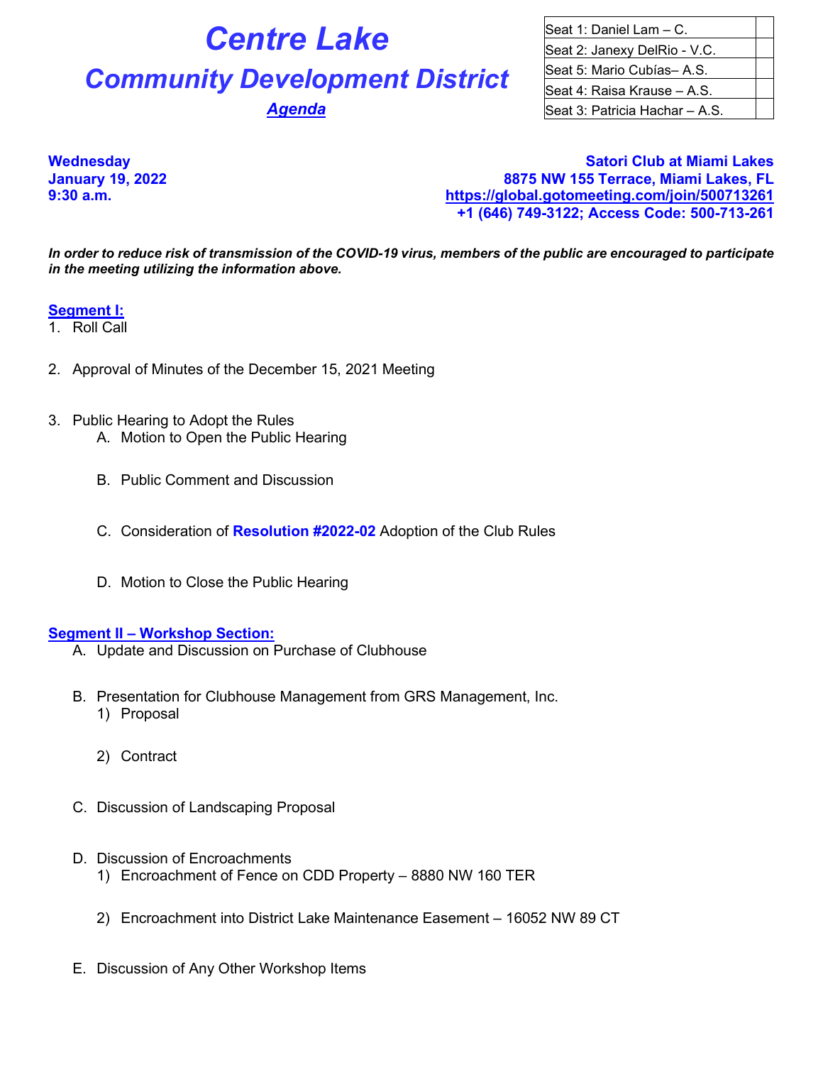# Centre Lake

## Community Development District

### *Agenda*

| Seat 1: Daniel Lam – C. | |
|---|---|
| Seat 2: Janexy DelRio - V.C. | |
| Seat 5: Mario Cubías– A.S. | |
| Seat 4: Raisa Krause – A.S. | |
| Seat 3: Patricia Hachar – A.S. | |

**Wednesday**
**January 19, 2022**
**9:30 a.m.**

**Satori Club at Miami Lakes**
**8875 NW 155 Terrace, Miami Lakes, FL**
**https://global.gotomeeting.com/join/500713261**
**+1 (646) 749-3122; Access Code: 500-713-261**

***In order to reduce risk of transmission of the COVID-19 virus, members of the public are encouraged to participate in the meeting utilizing the information above.***

**Segment I:**

1. Roll Call

2. Approval of Minutes of the December 15, 2021 Meeting

3. Public Hearing to Adopt the Rules
   A. Motion to Open the Public Hearing

   B. Public Comment and Discussion

   C. Consideration of **Resolution #2022-02** Adoption of the Club Rules

   D. Motion to Close the Public Hearing

**Segment II – Workshop Section:**

A. Update and Discussion on Purchase of Clubhouse

B. Presentation for Clubhouse Management from GRS Management, Inc.
   1) Proposal

   2) Contract

C. Discussion of Landscaping Proposal

D. Discussion of Encroachments
   1) Encroachment of Fence on CDD Property – 8880 NW 160 TER

   2) Encroachment into District Lake Maintenance Easement – 16052 NW 89 CT

E. Discussion of Any Other Workshop Items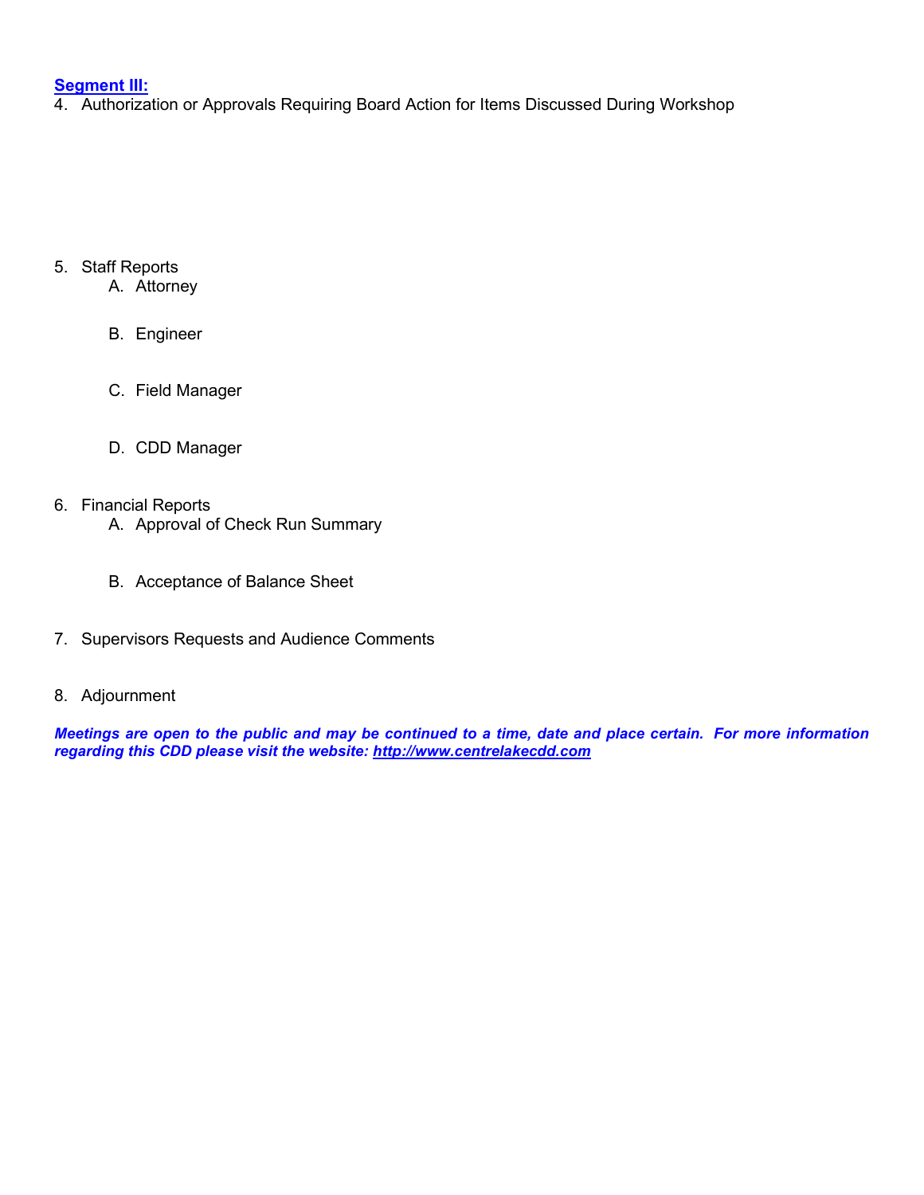**Segment III:**

4. Authorization or Approvals Requiring Board Action for Items Discussed During Workshop

5. Staff Reports
   A. Attorney

   B. Engineer

   C. Field Manager

   D. CDD Manager

6. Financial Reports
   A. Approval of Check Run Summary

   B. Acceptance of Balance Sheet

7. Supervisors Requests and Audience Comments

8. Adjournment

***Meetings are open to the public and may be continued to a time, date and place certain. For more information regarding this CDD please visit the website: http://www.centrelakecdd.com***